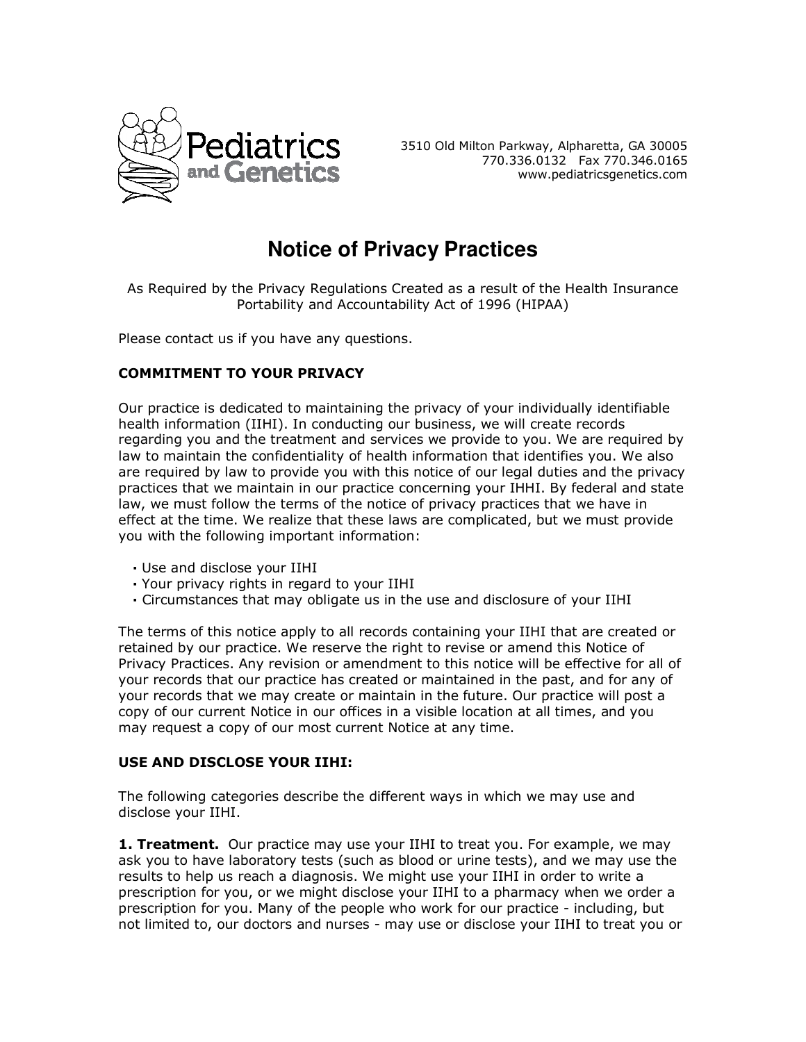Pediatrics and Genetics

3510 Old Milton Parkway, Alpharetta, GA 30005
770.336.0132 Fax 770.346.0165
www.pediatricsgenetics.com

# Notice of Privacy Practices

As Required by the Privacy Regulations Created as a result of the Health Insurance Portability and Accountability Act of 1996 (HIPAA)

Please contact us if you have any questions.

## COMMITMENT TO YOUR PRIVACY

Our practice is dedicated to maintaining the privacy of your individually identifiable health information (IIHI). In conducting our business, we will create records regarding you and the treatment and services we provide to you. We are required by law to maintain the confidentiality of health information that identifies you. We also are required by law to provide you with this notice of our legal duties and the privacy practices that we maintain in our practice concerning your IHHI. By federal and state law, we must follow the terms of the notice of privacy practices that we have in effect at the time. We realize that these laws are complicated, but we must provide you with the following important information:

- Use and disclose your IIHI
- Your privacy rights in regard to your IIHI
- Circumstances that may obligate us in the use and disclosure of your IIHI

The terms of this notice apply to all records containing your IIHI that are created or retained by our practice. We reserve the right to revise or amend this Notice of Privacy Practices. Any revision or amendment to this notice will be effective for all of your records that our practice has created or maintained in the past, and for any of your records that we may create or maintain in the future. Our practice will post a copy of our current Notice in our offices in a visible location at all times, and you may request a copy of our most current Notice at any time.

## USE AND DISCLOSE YOUR IIHI:

The following categories describe the different ways in which we may use and disclose your IIHI.

**1. Treatment.** Our practice may use your IIHI to treat you. For example, we may ask you to have laboratory tests (such as blood or urine tests), and we may use the results to help us reach a diagnosis. We might use your IIHI in order to write a prescription for you, or we might disclose your IIHI to a pharmacy when we order a prescription for you. Many of the people who work for our practice - including, but not limited to, our doctors and nurses - may use or disclose your IIHI to treat you or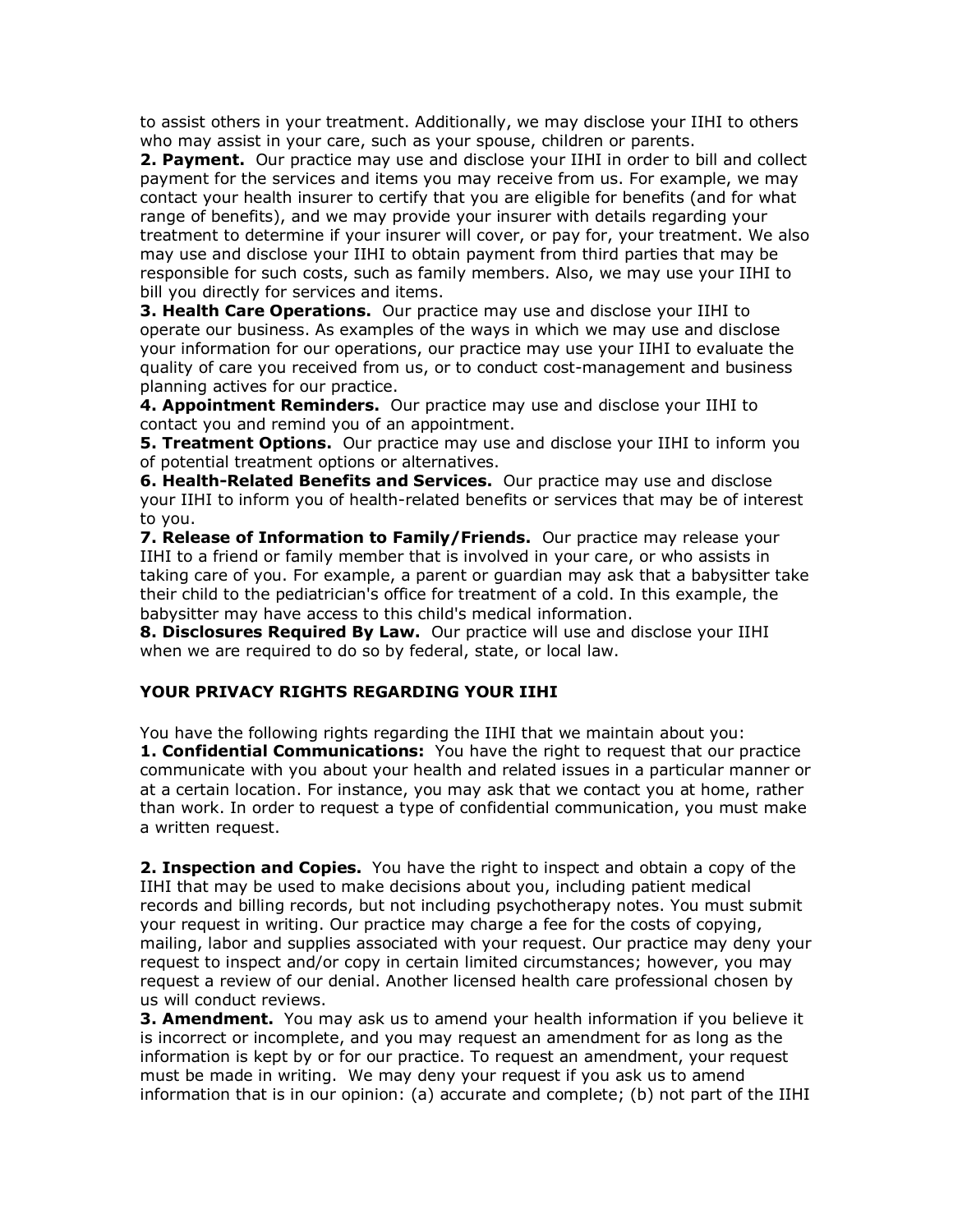to assist others in your treatment. Additionally, we may disclose your IIHI to others who may assist in your care, such as your spouse, children or parents.

**2. Payment.** Our practice may use and disclose your IIHI in order to bill and collect payment for the services and items you may receive from us. For example, we may contact your health insurer to certify that you are eligible for benefits (and for what range of benefits), and we may provide your insurer with details regarding your treatment to determine if your insurer will cover, or pay for, your treatment. We also may use and disclose your IIHI to obtain payment from third parties that may be responsible for such costs, such as family members. Also, we may use your IIHI to bill you directly for services and items.

**3. Health Care Operations.** Our practice may use and disclose your IIHI to operate our business. As examples of the ways in which we may use and disclose your information for our operations, our practice may use your IIHI to evaluate the quality of care you received from us, or to conduct cost-management and business planning actives for our practice.

**4. Appointment Reminders.** Our practice may use and disclose your IIHI to contact you and remind you of an appointment.

**5. Treatment Options.** Our practice may use and disclose your IIHI to inform you of potential treatment options or alternatives.

**6. Health-Related Benefits and Services.** Our practice may use and disclose your IIHI to inform you of health-related benefits or services that may be of interest to you.

**7. Release of Information to Family/Friends.** Our practice may release your IIHI to a friend or family member that is involved in your care, or who assists in taking care of you. For example, a parent or guardian may ask that a babysitter take their child to the pediatrician's office for treatment of a cold. In this example, the babysitter may have access to this child's medical information.

**8. Disclosures Required By Law.** Our practice will use and disclose your IIHI when we are required to do so by federal, state, or local law.

## YOUR PRIVACY RIGHTS REGARDING YOUR IIHI

You have the following rights regarding the IIHI that we maintain about you:

**1. Confidential Communications:** You have the right to request that our practice communicate with you about your health and related issues in a particular manner or at a certain location. For instance, you may ask that we contact you at home, rather than work. In order to request a type of confidential communication, you must make a written request.

**2. Inspection and Copies.** You have the right to inspect and obtain a copy of the IIHI that may be used to make decisions about you, including patient medical records and billing records, but not including psychotherapy notes. You must submit your request in writing. Our practice may charge a fee for the costs of copying, mailing, labor and supplies associated with your request. Our practice may deny your request to inspect and/or copy in certain limited circumstances; however, you may request a review of our denial. Another licensed health care professional chosen by us will conduct reviews.

**3. Amendment.** You may ask us to amend your health information if you believe it is incorrect or incomplete, and you may request an amendment for as long as the information is kept by or for our practice. To request an amendment, your request must be made in writing. We may deny your request if you ask us to amend information that is in our opinion: (a) accurate and complete; (b) not part of the IIHI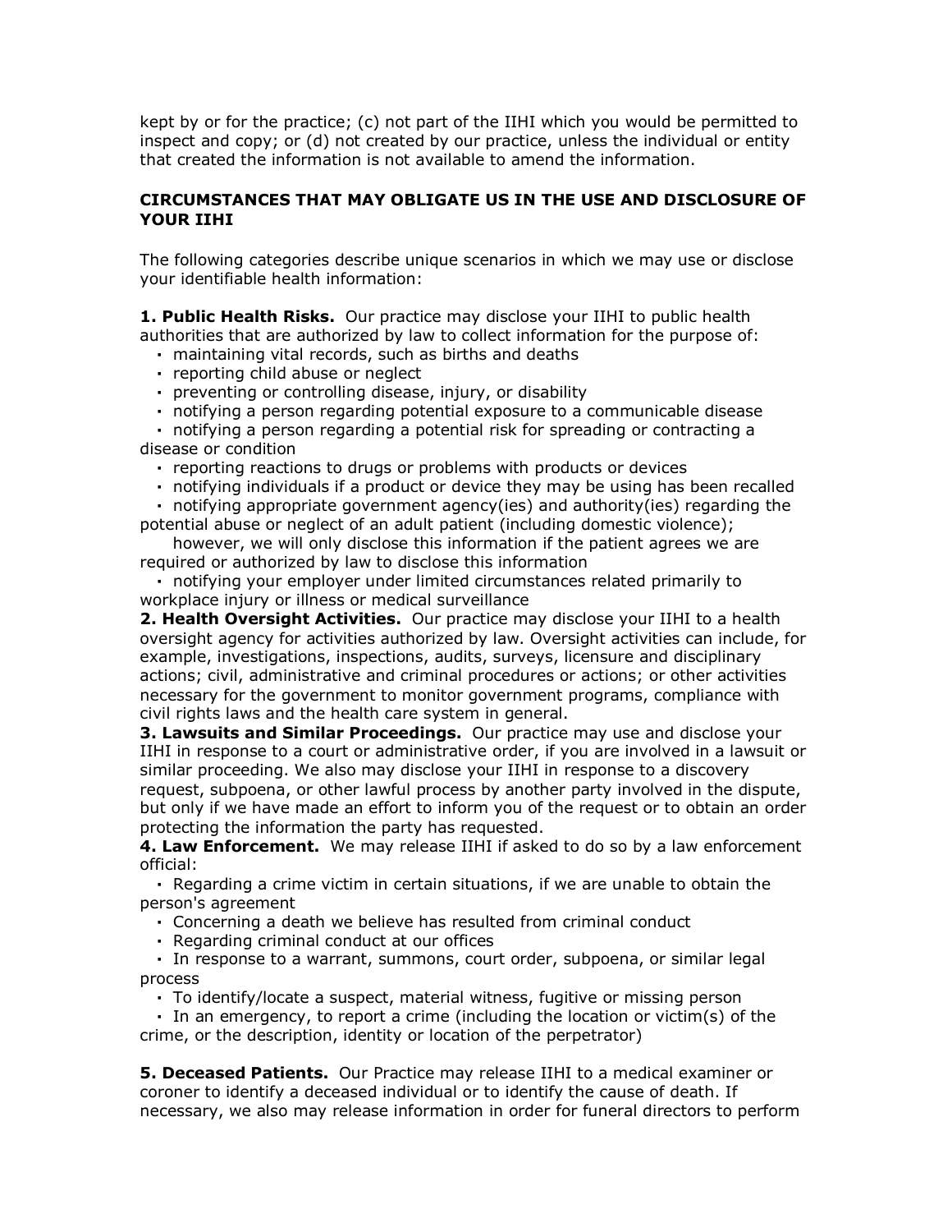kept by or for the practice; (c) not part of the IIHI which you would be permitted to inspect and copy; or (d) not created by our practice, unless the individual or entity that created the information is not available to amend the information.

**CIRCUMSTANCES THAT MAY OBLIGATE US IN THE USE AND DISCLOSURE OF YOUR IIHI**

The following categories describe unique scenarios in which we may use or disclose your identifiable health information:

**1. Public Health Risks.** Our practice may disclose your IIHI to public health authorities that are authorized by law to collect information for the purpose of:

- maintaining vital records, such as births and deaths
- reporting child abuse or neglect
- preventing or controlling disease, injury, or disability
- notifying a person regarding potential exposure to a communicable disease
- notifying a person regarding a potential risk for spreading or contracting a disease or condition
- reporting reactions to drugs or problems with products or devices
- notifying individuals if a product or device they may be using has been recalled
- notifying appropriate government agency(ies) and authority(ies) regarding the potential abuse or neglect of an adult patient (including domestic violence); however, we will only disclose this information if the patient agrees we are required or authorized by law to disclose this information
- notifying your employer under limited circumstances related primarily to workplace injury or illness or medical surveillance

**2. Health Oversight Activities.** Our practice may disclose your IIHI to a health oversight agency for activities authorized by law. Oversight activities can include, for example, investigations, inspections, audits, surveys, licensure and disciplinary actions; civil, administrative and criminal procedures or actions; or other activities necessary for the government to monitor government programs, compliance with civil rights laws and the health care system in general.

**3. Lawsuits and Similar Proceedings.** Our practice may use and disclose your IIHI in response to a court or administrative order, if you are involved in a lawsuit or similar proceeding. We also may disclose your IIHI in response to a discovery request, subpoena, or other lawful process by another party involved in the dispute, but only if we have made an effort to inform you of the request or to obtain an order protecting the information the party has requested.

**4. Law Enforcement.** We may release IIHI if asked to do so by a law enforcement official:

- Regarding a crime victim in certain situations, if we are unable to obtain the person's agreement
- Concerning a death we believe has resulted from criminal conduct
- Regarding criminal conduct at our offices
- In response to a warrant, summons, court order, subpoena, or similar legal process
- To identify/locate a suspect, material witness, fugitive or missing person
- In an emergency, to report a crime (including the location or victim(s) of the crime, or the description, identity or location of the perpetrator)

**5. Deceased Patients.** Our Practice may release IIHI to a medical examiner or coroner to identify a deceased individual or to identify the cause of death. If necessary, we also may release information in order for funeral directors to perform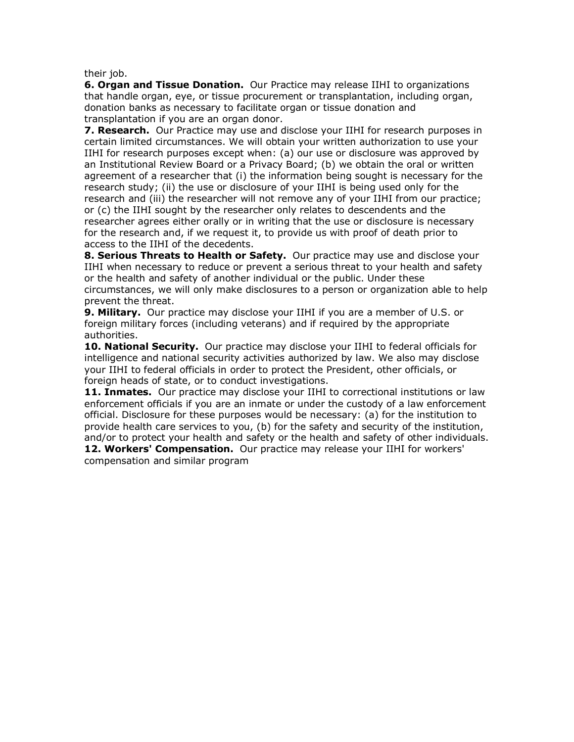their job.

**6. Organ and Tissue Donation.** Our Practice may release IIHI to organizations that handle organ, eye, or tissue procurement or transplantation, including organ, donation banks as necessary to facilitate organ or tissue donation and transplantation if you are an organ donor.

**7. Research.** Our Practice may use and disclose your IIHI for research purposes in certain limited circumstances. We will obtain your written authorization to use your IIHI for research purposes except when: (a) our use or disclosure was approved by an Institutional Review Board or a Privacy Board; (b) we obtain the oral or written agreement of a researcher that (i) the information being sought is necessary for the research study; (ii) the use or disclosure of your IIHI is being used only for the research and (iii) the researcher will not remove any of your IIHI from our practice; or (c) the IIHI sought by the researcher only relates to descendents and the researcher agrees either orally or in writing that the use or disclosure is necessary for the research and, if we request it, to provide us with proof of death prior to access to the IIHI of the decedents.

**8. Serious Threats to Health or Safety.** Our practice may use and disclose your IIHI when necessary to reduce or prevent a serious threat to your health and safety or the health and safety of another individual or the public. Under these circumstances, we will only make disclosures to a person or organization able to help prevent the threat.

**9. Military.** Our practice may disclose your IIHI if you are a member of U.S. or foreign military forces (including veterans) and if required by the appropriate authorities.

**10. National Security.** Our practice may disclose your IIHI to federal officials for intelligence and national security activities authorized by law. We also may disclose your IIHI to federal officials in order to protect the President, other officials, or foreign heads of state, or to conduct investigations.

**11. Inmates.** Our practice may disclose your IIHI to correctional institutions or law enforcement officials if you are an inmate or under the custody of a law enforcement official. Disclosure for these purposes would be necessary: (a) for the institution to provide health care services to you, (b) for the safety and security of the institution, and/or to protect your health and safety or the health and safety of other individuals.

**12. Workers' Compensation.** Our practice may release your IIHI for workers' compensation and similar program